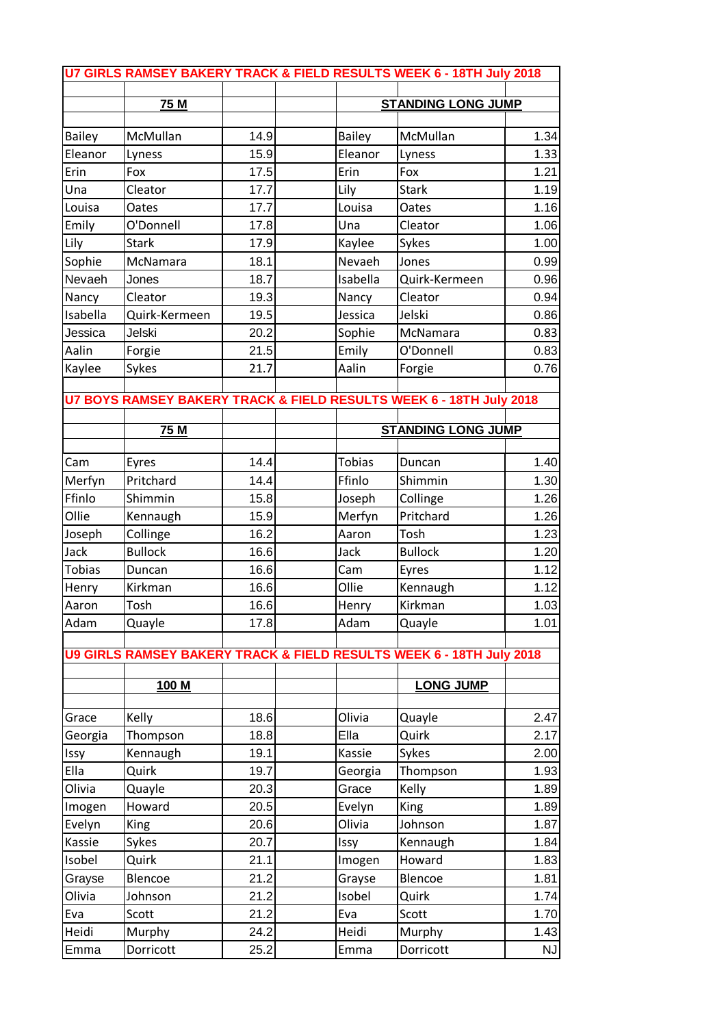## U7 GIRLS RAMSEY BAKERY TRACK & FIELD RESULTS WEEK 6 - 18TH July 2018

| 75 M | | | | STANDING LONG JUMP | | |
|---|---|---|---|---|---|---|
| Bailey | McMullan | 14.9 | | Bailey | McMullan | 1.34 |
| Eleanor | Lyness | 15.9 | | Eleanor | Lyness | 1.33 |
| Erin | Fox | 17.5 | | Erin | Fox | 1.21 |
| Una | Cleator | 17.7 | | Lily | Stark | 1.19 |
| Louisa | Oates | 17.7 | | Louisa | Oates | 1.16 |
| Emily | O'Donnell | 17.8 | | Una | Cleator | 1.06 |
| Lily | Stark | 17.9 | | Kaylee | Sykes | 1.00 |
| Sophie | McNamara | 18.1 | | Nevaeh | Jones | 0.99 |
| Nevaeh | Jones | 18.7 | | Isabella | Quirk-Kermeen | 0.96 |
| Nancy | Cleator | 19.3 | | Nancy | Cleator | 0.94 |
| Isabella | Quirk-Kermeen | 19.5 | | Jessica | Jelski | 0.86 |
| Jessica | Jelski | 20.2 | | Sophie | McNamara | 0.83 |
| Aalin | Forgie | 21.5 | | Emily | O'Donnell | 0.83 |
| Kaylee | Sykes | 21.7 | | Aalin | Forgie | 0.76 |

## U7 BOYS RAMSEY BAKERY TRACK & FIELD RESULTS WEEK 6 - 18TH July 2018

| 75 M | | | | STANDING LONG JUMP | | |
|---|---|---|---|---|---|---|
| Cam | Eyres | 14.4 | | Tobias | Duncan | 1.40 |
| Merfyn | Pritchard | 14.4 | | Ffinlo | Shimmin | 1.30 |
| Ffinlo | Shimmin | 15.8 | | Joseph | Collinge | 1.26 |
| Ollie | Kennaugh | 15.9 | | Merfyn | Pritchard | 1.26 |
| Joseph | Collinge | 16.2 | | Aaron | Tosh | 1.23 |
| Jack | Bullock | 16.6 | | Jack | Bullock | 1.20 |
| Tobias | Duncan | 16.6 | | Cam | Eyres | 1.12 |
| Henry | Kirkman | 16.6 | | Ollie | Kennaugh | 1.12 |
| Aaron | Tosh | 16.6 | | Henry | Kirkman | 1.03 |
| Adam | Quayle | 17.8 | | Adam | Quayle | 1.01 |

## U9 GIRLS RAMSEY BAKERY TRACK & FIELD RESULTS WEEK 6 - 18TH July 2018

| 100 M | | | | LONG JUMP | | |
|---|---|---|---|---|---|---|
| Grace | Kelly | 18.6 | | Olivia | Quayle | 2.47 |
| Georgia | Thompson | 18.8 | | Ella | Quirk | 2.17 |
| Issy | Kennaugh | 19.1 | | Kassie | Sykes | 2.00 |
| Ella | Quirk | 19.7 | | Georgia | Thompson | 1.93 |
| Olivia | Quayle | 20.3 | | Grace | Kelly | 1.89 |
| Imogen | Howard | 20.5 | | Evelyn | King | 1.89 |
| Evelyn | King | 20.6 | | Olivia | Johnson | 1.87 |
| Kassie | Sykes | 20.7 | | Issy | Kennaugh | 1.84 |
| Isobel | Quirk | 21.1 | | Imogen | Howard | 1.83 |
| Grayse | Blencoe | 21.2 | | Grayse | Blencoe | 1.81 |
| Olivia | Johnson | 21.2 | | Isobel | Quirk | 1.74 |
| Eva | Scott | 21.2 | | Eva | Scott | 1.70 |
| Heidi | Murphy | 24.2 | | Heidi | Murphy | 1.43 |
| Emma | Dorricott | 25.2 | | Emma | Dorricott | NJ |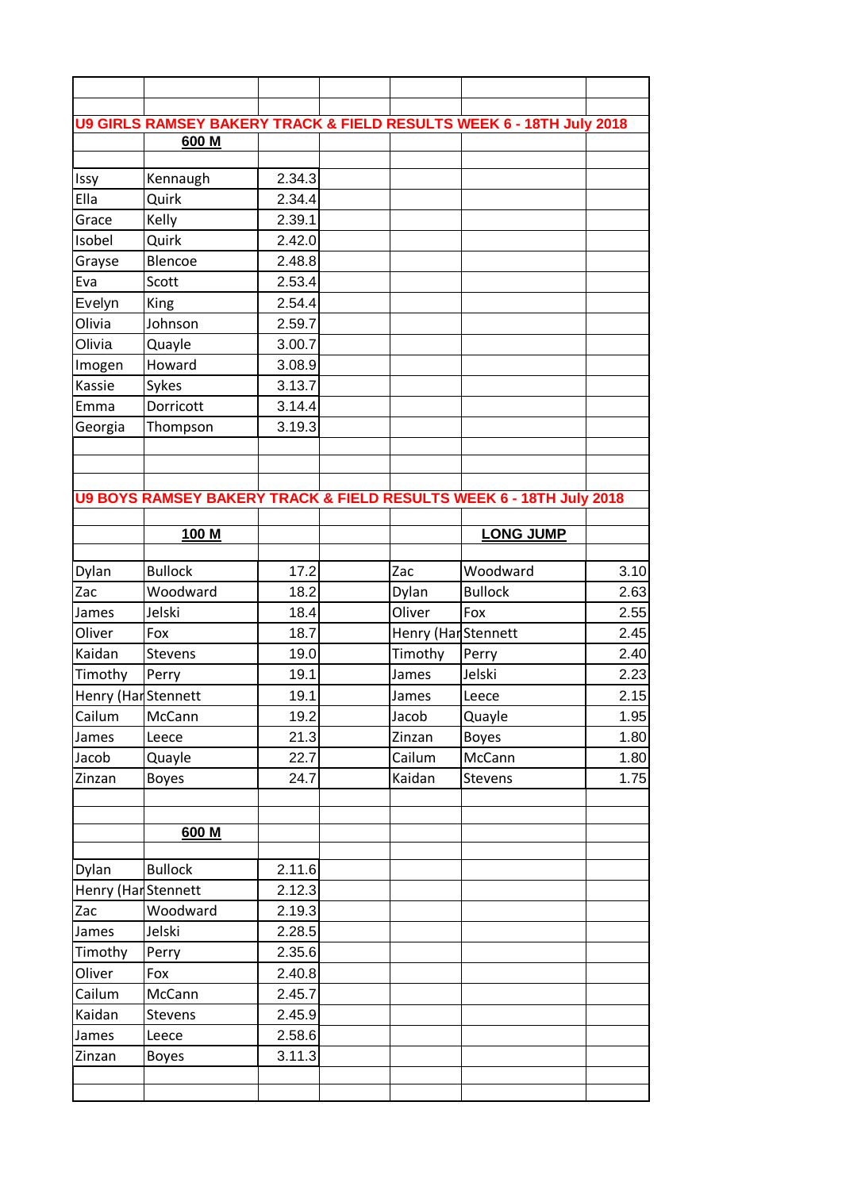## U9 GIRLS RAMSEY BAKERY TRACK & FIELD RESULTS WEEK 6 - 18TH July 2018

### 600 M

| | | |
|---|---|---|
| Issy | Kennaugh | 2.34.3 |
| Ella | Quirk | 2.34.4 |
| Grace | Kelly | 2.39.1 |
| Isobel | Quirk | 2.42.0 |
| Grayse | Blencoe | 2.48.8 |
| Eva | Scott | 2.53.4 |
| Evelyn | King | 2.54.4 |
| Olivia | Johnson | 2.59.7 |
| Olivia | Quayle | 3.00.7 |
| Imogen | Howard | 3.08.9 |
| Kassie | Sykes | 3.13.7 |
| Emma | Dorricott | 3.14.4 |
| Georgia | Thompson | 3.19.3 |

## U9 BOYS RAMSEY BAKERY TRACK & FIELD RESULTS WEEK 6 - 18TH July 2018

| | 100 M | | | | LONG JUMP | |
|---|---|---|---|---|---|---|
| Dylan | Bullock | 17.2 | | Zac | Woodward | 3.10 |
| Zac | Woodward | 18.2 | | Dylan | Bullock | 2.63 |
| James | Jelski | 18.4 | | Oliver | Fox | 2.55 |
| Oliver | Fox | 18.7 | | Henry (Har | Stennett | 2.45 |
| Kaidan | Stevens | 19.0 | | Timothy | Perry | 2.40 |
| Timothy | Perry | 19.1 | | James | Jelski | 2.23 |
| Henry (Har | Stennett | 19.1 | | James | Leece | 2.15 |
| Cailum | McCann | 19.2 | | Jacob | Quayle | 1.95 |
| James | Leece | 21.3 | | Zinzan | Boyes | 1.80 |
| Jacob | Quayle | 22.7 | | Cailum | McCann | 1.80 |
| Zinzan | Boyes | 24.7 | | Kaidan | Stevens | 1.75 |

### 600 M

| | | |
|---|---|---|
| Dylan | Bullock | 2.11.6 |
| Henry (Har | Stennett | 2.12.3 |
| Zac | Woodward | 2.19.3 |
| James | Jelski | 2.28.5 |
| Timothy | Perry | 2.35.6 |
| Oliver | Fox | 2.40.8 |
| Cailum | McCann | 2.45.7 |
| Kaidan | Stevens | 2.45.9 |
| James | Leece | 2.58.6 |
| Zinzan | Boyes | 3.11.3 |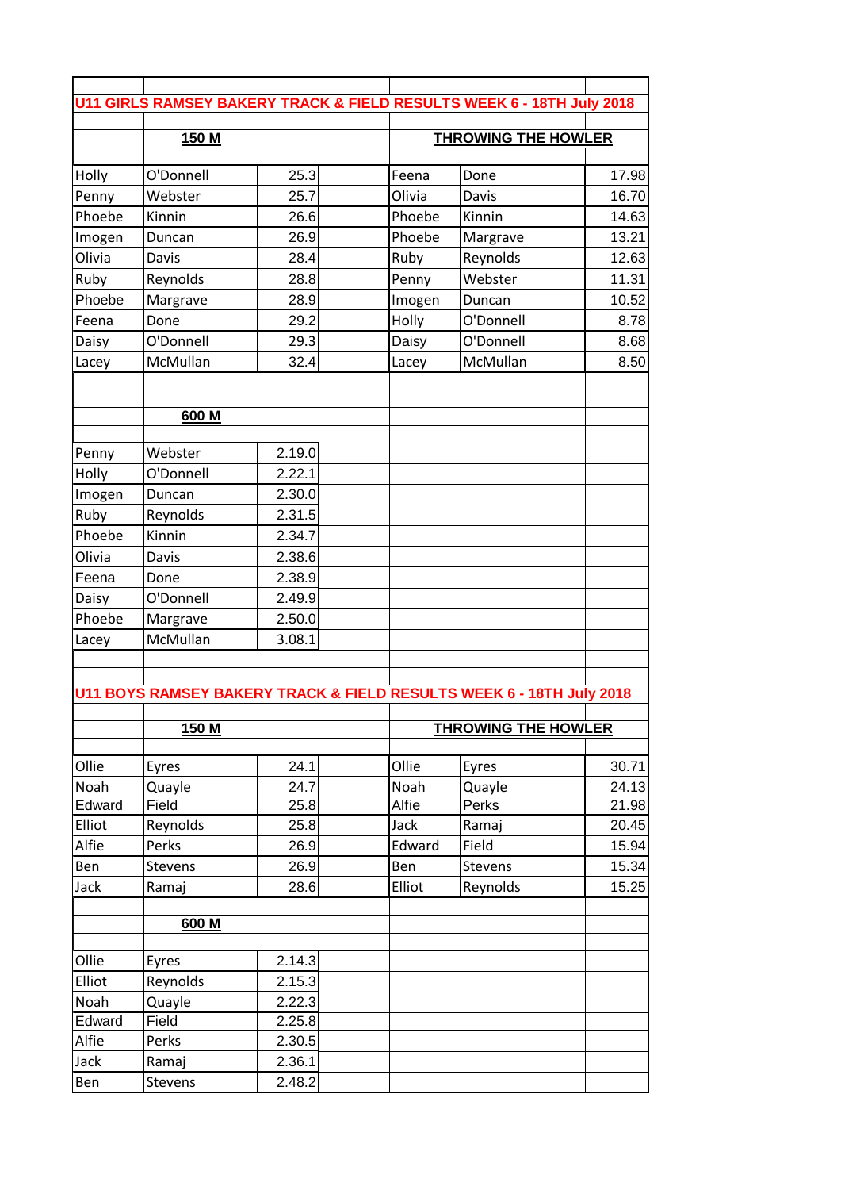## U11 GIRLS RAMSEY BAKERY TRACK & FIELD RESULTS WEEK 6 - 18TH July 2018

| | 150 M | | | | THROWING THE HOWLER | |
|---|---|---|---|---|---|---|
| Holly | O'Donnell | 25.3 | | Feena | Done | 17.98 |
| Penny | Webster | 25.7 | | Olivia | Davis | 16.70 |
| Phoebe | Kinnin | 26.6 | | Phoebe | Kinnin | 14.63 |
| Imogen | Duncan | 26.9 | | Phoebe | Margrave | 13.21 |
| Olivia | Davis | 28.4 | | Ruby | Reynolds | 12.63 |
| Ruby | Reynolds | 28.8 | | Penny | Webster | 11.31 |
| Phoebe | Margrave | 28.9 | | Imogen | Duncan | 10.52 |
| Feena | Done | 29.2 | | Holly | O'Donnell | 8.78 |
| Daisy | O'Donnell | 29.3 | | Daisy | O'Donnell | 8.68 |
| Lacey | McMullan | 32.4 | | Lacey | McMullan | 8.50 |

| | 600 M | |
|---|---|---|
| Penny | Webster | 2.19.0 |
| Holly | O'Donnell | 2.22.1 |
| Imogen | Duncan | 2.30.0 |
| Ruby | Reynolds | 2.31.5 |
| Phoebe | Kinnin | 2.34.7 |
| Olivia | Davis | 2.38.6 |
| Feena | Done | 2.38.9 |
| Daisy | O'Donnell | 2.49.9 |
| Phoebe | Margrave | 2.50.0 |
| Lacey | McMullan | 3.08.1 |

## U11 BOYS RAMSEY BAKERY TRACK & FIELD RESULTS WEEK 6 - 18TH July 2018

| | 150 M | | | | THROWING THE HOWLER | |
|---|---|---|---|---|---|---|
| Ollie | Eyres | 24.1 | | Ollie | Eyres | 30.71 |
| Noah | Quayle | 24.7 | | Noah | Quayle | 24.13 |
| Edward | Field | 25.8 | | Alfie | Perks | 21.98 |
| Elliot | Reynolds | 25.8 | | Jack | Ramaj | 20.45 |
| Alfie | Perks | 26.9 | | Edward | Field | 15.94 |
| Ben | Stevens | 26.9 | | Ben | Stevens | 15.34 |
| Jack | Ramaj | 28.6 | | Elliot | Reynolds | 15.25 |

| | 600 M | |
|---|---|---|
| Ollie | Eyres | 2.14.3 |
| Elliot | Reynolds | 2.15.3 |
| Noah | Quayle | 2.22.3 |
| Edward | Field | 2.25.8 |
| Alfie | Perks | 2.30.5 |
| Jack | Ramaj | 2.36.1 |
| Ben | Stevens | 2.48.2 |